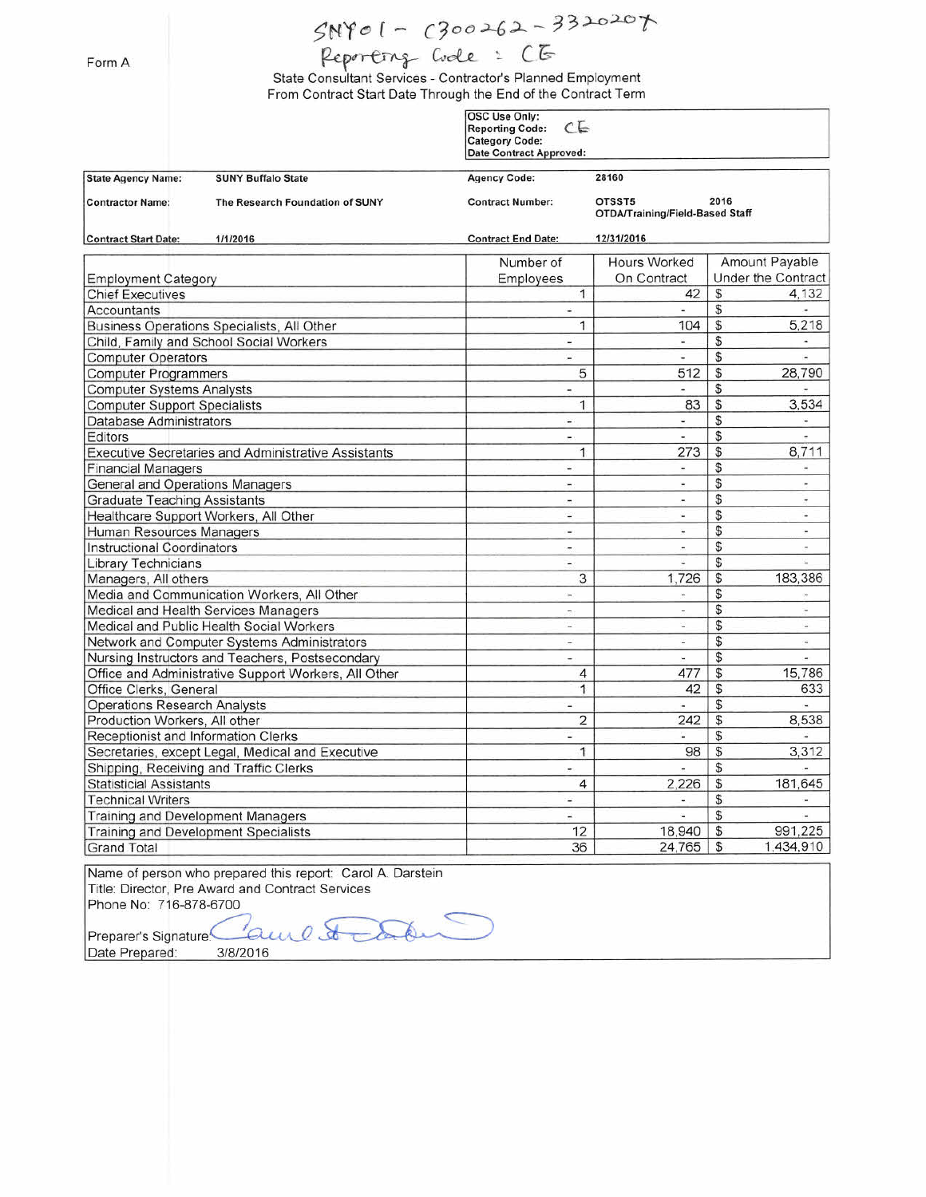SNY01 - C300262 - 3320207
Reporting Code : CE

Form A

State Consultant Services - Contractor's Planned Employment
From Contract Start Date Through the End of the Contract Term

| OSC Use Only: | |
|---|---|
| Reporting Code: | CE |
| Category Code: | |
| Date Contract Approved: | |

| | | | |
|---|---|---|---|
| **State Agency Name:** | **SUNY Buffalo State** | **Agency Code:** | **28160** |
| **Contractor Name:** | **The Research Foundation of SUNY** | **Contract Number:** | **OTSST5 2016 OTDA/Training/Field-Based Staff** |
| **Contract Start Date:** | **1/1/2016** | **Contract End Date:** | **12/31/2016** |

| Employment Category | Number of Employees | Hours Worked On Contract | Amount Payable Under the Contract |
|---|---|---|---|
| Chief Executives | 1 | 42 | $ 4,132 |
| Accountants | - | - | $ - |
| Business Operations Specialists, All Other | 1 | 104 | $ 5,218 |
| Child, Family and School Social Workers | - | - | $ - |
| Computer Operators | - | - | $ - |
| Computer Programmers | 5 | 512 | $ 28,790 |
| Computer Systems Analysts | - | - | $ - |
| Computer Support Specialists | 1 | 83 | $ 3,534 |
| Database Administrators | - | - | $ - |
| Editors | - | - | $ - |
| Executive Secretaries and Administrative Assistants | 1 | 273 | $ 8,711 |
| Financial Managers | - | - | $ - |
| General and Operations Managers | - | - | $ - |
| Graduate Teaching Assistants | - | - | $ - |
| Healthcare Support Workers, All Other | - | - | $ - |
| Human Resources Managers | - | - | $ - |
| Instructional Coordinators | - | - | $ - |
| Library Technicians | - | - | $ - |
| Managers, All others | 3 | 1,726 | $ 183,386 |
| Media and Communication Workers, All Other | - | - | $ - |
| Medical and Health Services Managers | - | - | $ - |
| Medical and Public Health Social Workers | - | - | $ - |
| Network and Computer Systems Administrators | - | - | $ - |
| Nursing Instructors and Teachers, Postsecondary | - | - | $ - |
| Office and Administrative Support Workers, All Other | 4 | 477 | $ 15,786 |
| Office Clerks, General | 1 | 42 | $ 633 |
| Operations Research Analysts | - | - | $ - |
| Production Workers, All other | 2 | 242 | $ 8,538 |
| Receptionist and Information Clerks | - | - | $ - |
| Secretaries, except Legal, Medical and Executive | 1 | 98 | $ 3,312 |
| Shipping, Receiving and Traffic Clerks | - | - | $ - |
| Statisticial Assistants | 4 | 2,226 | $ 181,645 |
| Technical Writers | - | - | $ - |
| Training and Development Managers | - | - | $ - |
| Training and Development Specialists | 12 | 18,940 | $ 991,225 |
| Grand Total | 36 | 24,765 | $ 1,434,910 |

Name of person who prepared this report: Carol A. Darstein
Title: Director, Pre Award and Contract Services
Phone No: 716-878-6700

Preparer's Signature: Carol A. Darstein
Date Prepared: 3/8/2016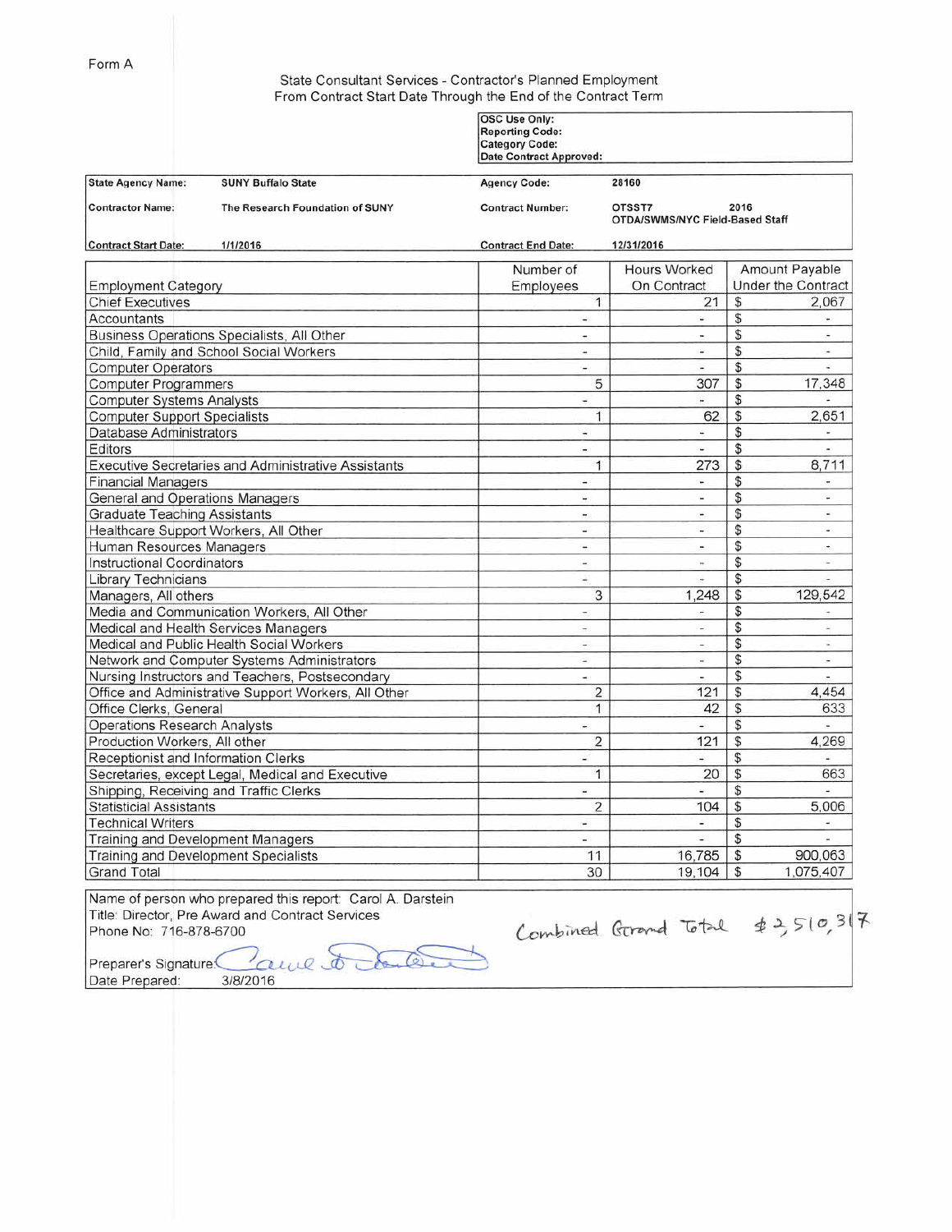Form A

State Consultant Services - Contractor's Planned Employment
From Contract Start Date Through the End of the Contract Term

| | |
|---|---|
| **OSC Use Only:** | |
| **Reporting Code:** | |
| **Category Code:** | |
| **Date Contract Approved:** | |

| | | | |
|---|---|---|---|
| **State Agency Name:** | **SUNY Buffalo State** | **Agency Code:** | **28160** |
| **Contractor Name:** | **The Research Foundation of SUNY** | **Contract Number:** | **OTSST7 2016 OTDA/SWMS/NYC Field-Based Staff** |
| **Contract Start Date:** | **1/1/2016** | **Contract End Date:** | **12/31/2016** |

| Employment Category | Number of Employees | Hours Worked On Contract | Amount Payable Under the Contract |
|---|---|---|---|
| Chief Executives | 1 | 21 | $ 2,067 |
| Accountants | - | - | $ - |
| Business Operations Specialists, All Other | - | - | $ - |
| Child, Family and School Social Workers | - | - | $ - |
| Computer Operators | - | - | $ - |
| Computer Programmers | 5 | 307 | $ 17,348 |
| Computer Systems Analysts | - | - | $ - |
| Computer Support Specialists | 1 | 62 | $ 2,651 |
| Database Administrators | - | - | $ - |
| Editors | - | - | $ - |
| Executive Secretaries and Administrative Assistants | 1 | 273 | $ 8,711 |
| Financial Managers | - | - | $ - |
| General and Operations Managers | - | - | $ - |
| Graduate Teaching Assistants | - | - | $ - |
| Healthcare Support Workers, All Other | - | - | $ - |
| Human Resources Managers | - | - | $ - |
| Instructional Coordinators | - | - | $ - |
| Library Technicians | - | - | $ - |
| Managers, All others | 3 | 1,248 | $ 129,542 |
| Media and Communication Workers, All Other | - | - | $ - |
| Medical and Health Services Managers | - | - | $ - |
| Medical and Public Health Social Workers | - | - | $ - |
| Network and Computer Systems Administrators | - | - | $ - |
| Nursing Instructors and Teachers, Postsecondary | - | - | $ - |
| Office and Administrative Support Workers, All Other | 2 | 121 | $ 4,454 |
| Office Clerks, General | 1 | 42 | $ 633 |
| Operations Research Analysts | - | - | $ - |
| Production Workers, All other | 2 | 121 | $ 4,269 |
| Receptionist and Information Clerks | - | - | $ - |
| Secretaries, except Legal, Medical and Executive | 1 | 20 | $ 663 |
| Shipping, Receiving and Traffic Clerks | - | - | $ - |
| Statisticial Assistants | 2 | 104 | $ 5,006 |
| Technical Writers | - | - | $ - |
| Training and Development Managers | - | - | $ - |
| Training and Development Specialists | 11 | 16,785 | $ 900,063 |
| Grand Total | 30 | 19,104 | $ 1,075,407 |

Name of person who prepared this report: Carol A. Darstein
Title: Director, Pre Award and Contract Services
Phone No: 716-878-6700

Combined Grand Total $2,510,317

Preparer's Signature: Carol A. Darstein
Date Prepared: 3/8/2016